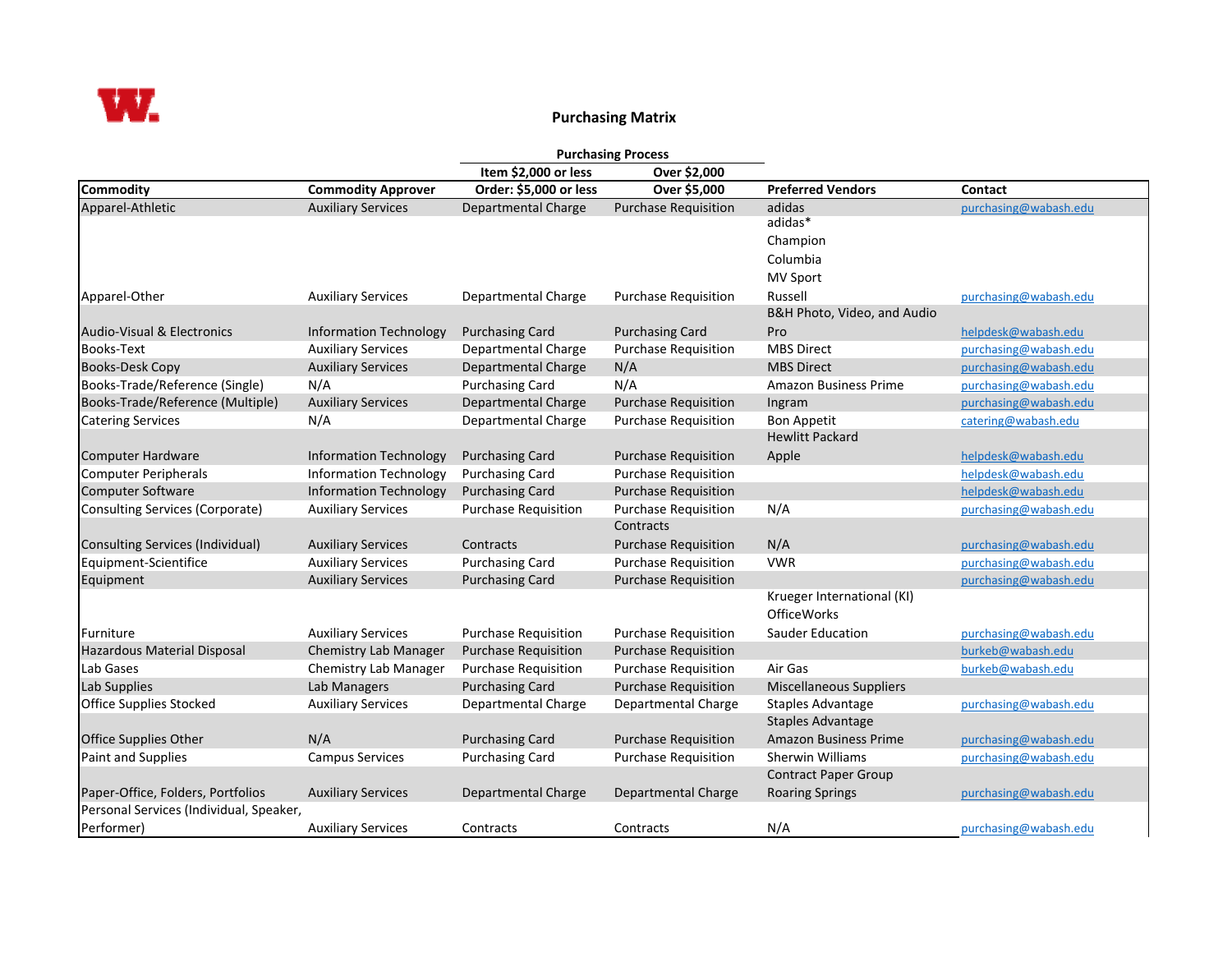# Purchasing Matrix

| Commodity | Commodity Approver | Purchasing Process: Item $2,000 or less / Order: $5,000 or less | Purchasing Process: Over $2,000 / Over $5,000 | Preferred Vendors | Contact |
|---|---|---|---|---|---|
| Apparel-Athletic | Auxiliary Services | Departmental Charge | Purchase Requisition | adidas | purchasing@wabash.edu |
| Apparel-Other | Auxiliary Services | Departmental Charge | Purchase Requisition | adidas* Champion Columbia MV Sport Russell | purchasing@wabash.edu |
| Audio-Visual & Electronics | Information Technology | Purchasing Card | Purchasing Card | B&H Photo, Video, and Audio Pro | helpdesk@wabash.edu |
| Books-Text | Auxiliary Services | Departmental Charge | Purchase Requisition | MBS Direct | purchasing@wabash.edu |
| Books-Desk Copy | Auxiliary Services | Departmental Charge | N/A | MBS Direct | purchasing@wabash.edu |
| Books-Trade/Reference (Single) | N/A | Purchasing Card | N/A | Amazon Business Prime | purchasing@wabash.edu |
| Books-Trade/Reference (Multiple) | Auxiliary Services | Departmental Charge | Purchase Requisition | Ingram | purchasing@wabash.edu |
| Catering Services | N/A | Departmental Charge | Purchase Requisition | Bon Appetit | catering@wabash.edu |
| Computer Hardware | Information Technology | Purchasing Card | Purchase Requisition | Hewlitt Packard Apple | helpdesk@wabash.edu |
| Computer Peripherals | Information Technology | Purchasing Card | Purchase Requisition | | helpdesk@wabash.edu |
| Computer Software | Information Technology | Purchasing Card | Purchase Requisition | | helpdesk@wabash.edu |
| Consulting Services (Corporate) | Auxiliary Services | Purchase Requisition | Purchase Requisition | N/A | purchasing@wabash.edu |
| Consulting Services (Individual) | Auxiliary Services | Contracts | Contracts Purchase Requisition | N/A | purchasing@wabash.edu |
| Equipment-Scientific | Auxiliary Services | Purchasing Card | Purchase Requisition | VWR | purchasing@wabash.edu |
| Equipment | Auxiliary Services | Purchasing Card | Purchase Requisition | | purchasing@wabash.edu |
| Furniture | Auxiliary Services | Purchase Requisition | Purchase Requisition | Krueger International (KI) OfficeWorks Sauder Education | purchasing@wabash.edu |
| Hazardous Material Disposal | Chemistry Lab Manager | Purchase Requisition | Purchase Requisition | | burkeb@wabash.edu |
| Lab Gases | Chemistry Lab Manager | Purchase Requisition | Purchase Requisition | Air Gas | burkeb@wabash.edu |
| Lab Supplies | Lab Managers | Purchasing Card | Purchase Requisition | Miscellaneous Suppliers | |
| Office Supplies Stocked | Auxiliary Services | Departmental Charge | Departmental Charge | Staples Advantage | purchasing@wabash.edu |
| Office Supplies Other | N/A | Purchasing Card | Purchase Requisition | Staples Advantage Amazon Business Prime | purchasing@wabash.edu |
| Paint and Supplies | Campus Services | Purchasing Card | Purchase Requisition | Sherwin Williams | purchasing@wabash.edu |
| Paper-Office, Folders, Portfolios | Auxiliary Services | Departmental Charge | Departmental Charge | Contract Paper Group Roaring Springs | purchasing@wabash.edu |
| Personal Services (Individual, Speaker, Performer) | Auxiliary Services | Contracts | Contracts | N/A | purchasing@wabash.edu |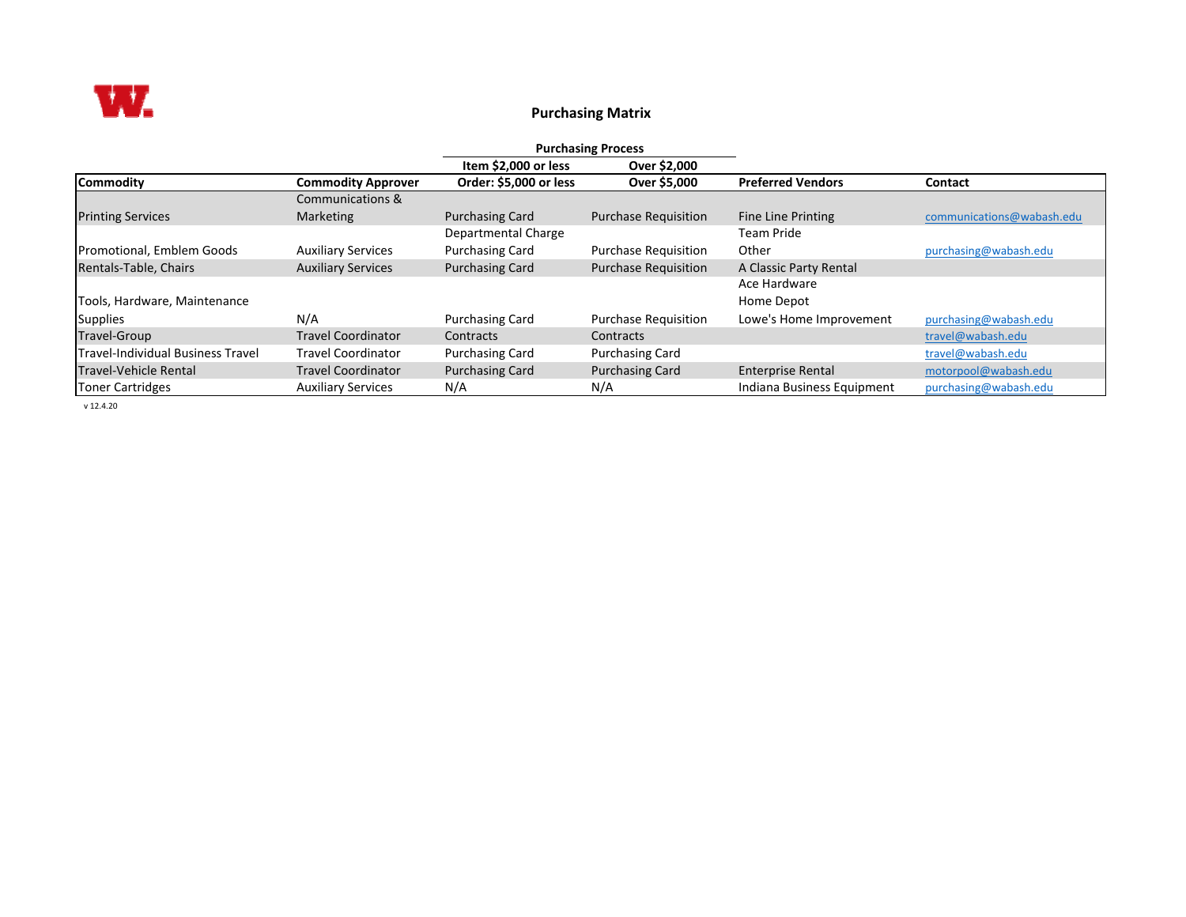## Purchasing Matrix

| | | Purchasing Process | | | |
|---|---|---|---|---|---|
| | | Item $2,000 or less | Over $2,000 | | |
| **Commodity** | **Commodity Approver** | **Order: $5,000 or less** | **Over $5,000** | **Preferred Vendors** | **Contact** |
| Printing Services | Communications & Marketing | Purchasing Card | Purchase Requisition | Fine Line Printing | communications@wabash.edu |
| Promotional, Emblem Goods | Auxiliary Services | Departmental Charge Purchasing Card | Purchase Requisition | Team Pride Other | purchasing@wabash.edu |
| Rentals-Table, Chairs | Auxiliary Services | Purchasing Card | Purchase Requisition | A Classic Party Rental | |
| Tools, Hardware, Maintenance Supplies | N/A | Purchasing Card | Purchase Requisition | Ace Hardware Home Depot Lowe's Home Improvement | purchasing@wabash.edu |
| Travel-Group | Travel Coordinator | Contracts | Contracts | | travel@wabash.edu |
| Travel-Individual Business Travel | Travel Coordinator | Purchasing Card | Purchasing Card | | travel@wabash.edu |
| Travel-Vehicle Rental | Travel Coordinator | Purchasing Card | Purchasing Card | Enterprise Rental | motorpool@wabash.edu |
| Toner Cartridges | Auxiliary Services | N/A | N/A | Indiana Business Equipment | purchasing@wabash.edu |

v 12.4.20